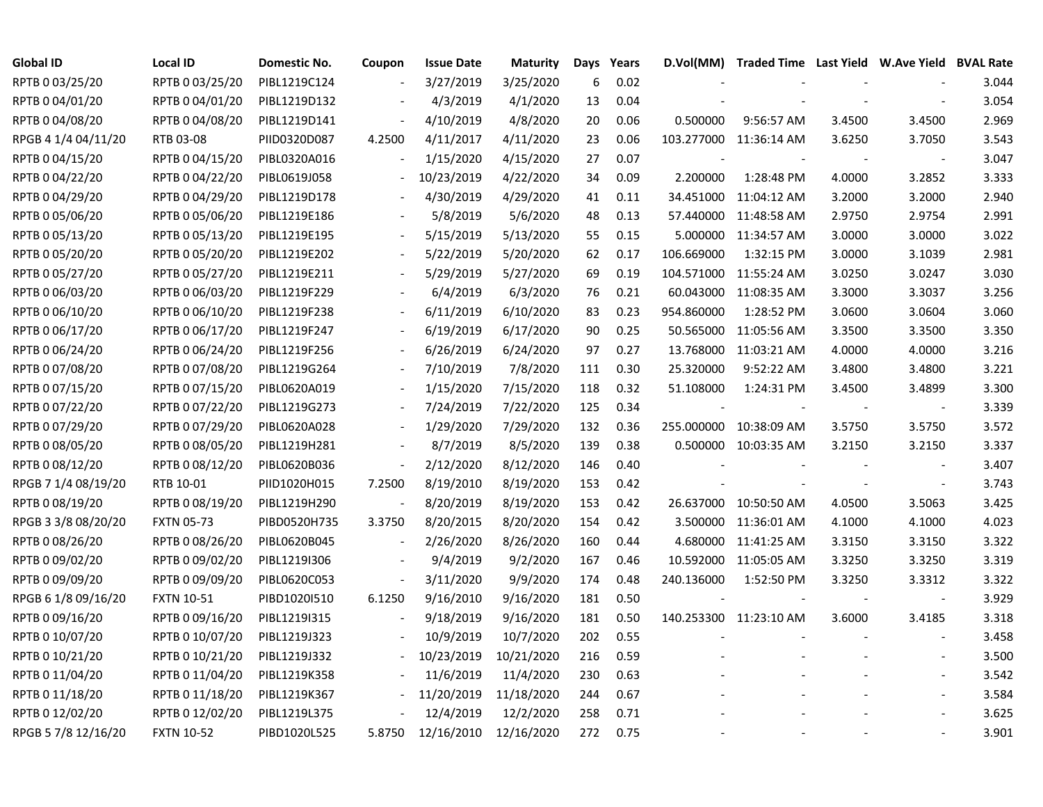| Global ID | Local ID | Domestic No. | Coupon | Issue Date | Maturity | Days | Years | D.Vol(MM) | Traded Time | Last Yield | W.Ave Yield | BVAL Rate |
|---|---|---|---|---|---|---|---|---|---|---|---|---|
| RPTB 0 03/25/20 | RPTB 0 03/25/20 | PIBL1219C124 | - | 3/27/2019 | 3/25/2020 | 6 | 0.02 | - | - | - | - | 3.044 |
| RPTB 0 04/01/20 | RPTB 0 04/01/20 | PIBL1219D132 | - | 4/3/2019 | 4/1/2020 | 13 | 0.04 | - | - | - | - | 3.054 |
| RPTB 0 04/08/20 | RPTB 0 04/08/20 | PIBL1219D141 | - | 4/10/2019 | 4/8/2020 | 20 | 0.06 | 0.500000 | 9:56:57 AM | 3.4500 | 3.4500 | 2.969 |
| RPGB 4 1/4 04/11/20 | RTB 03-08 | PIID0320D087 | 4.2500 | 4/11/2017 | 4/11/2020 | 23 | 0.06 | 103.277000 | 11:36:14 AM | 3.6250 | 3.7050 | 3.543 |
| RPTB 0 04/15/20 | RPTB 0 04/15/20 | PIBL0320A016 | - | 1/15/2020 | 4/15/2020 | 27 | 0.07 | - | - | - | - | 3.047 |
| RPTB 0 04/22/20 | RPTB 0 04/22/20 | PIBL0619J058 | - | 10/23/2019 | 4/22/2020 | 34 | 0.09 | 2.200000 | 1:28:48 PM | 4.0000 | 3.2852 | 3.333 |
| RPTB 0 04/29/20 | RPTB 0 04/29/20 | PIBL1219D178 | - | 4/30/2019 | 4/29/2020 | 41 | 0.11 | 34.451000 | 11:04:12 AM | 3.2000 | 3.2000 | 2.940 |
| RPTB 0 05/06/20 | RPTB 0 05/06/20 | PIBL1219E186 | - | 5/8/2019 | 5/6/2020 | 48 | 0.13 | 57.440000 | 11:48:58 AM | 2.9750 | 2.9754 | 2.991 |
| RPTB 0 05/13/20 | RPTB 0 05/13/20 | PIBL1219E195 | - | 5/15/2019 | 5/13/2020 | 55 | 0.15 | 5.000000 | 11:34:57 AM | 3.0000 | 3.0000 | 3.022 |
| RPTB 0 05/20/20 | RPTB 0 05/20/20 | PIBL1219E202 | - | 5/22/2019 | 5/20/2020 | 62 | 0.17 | 106.669000 | 1:32:15 PM | 3.0000 | 3.1039 | 2.981 |
| RPTB 0 05/27/20 | RPTB 0 05/27/20 | PIBL1219E211 | - | 5/29/2019 | 5/27/2020 | 69 | 0.19 | 104.571000 | 11:55:24 AM | 3.0250 | 3.0247 | 3.030 |
| RPTB 0 06/03/20 | RPTB 0 06/03/20 | PIBL1219F229 | - | 6/4/2019 | 6/3/2020 | 76 | 0.21 | 60.043000 | 11:08:35 AM | 3.3000 | 3.3037 | 3.256 |
| RPTB 0 06/10/20 | RPTB 0 06/10/20 | PIBL1219F238 | - | 6/11/2019 | 6/10/2020 | 83 | 0.23 | 954.860000 | 1:28:52 PM | 3.0600 | 3.0604 | 3.060 |
| RPTB 0 06/17/20 | RPTB 0 06/17/20 | PIBL1219F247 | - | 6/19/2019 | 6/17/2020 | 90 | 0.25 | 50.565000 | 11:05:56 AM | 3.3500 | 3.3500 | 3.350 |
| RPTB 0 06/24/20 | RPTB 0 06/24/20 | PIBL1219F256 | - | 6/26/2019 | 6/24/2020 | 97 | 0.27 | 13.768000 | 11:03:21 AM | 4.0000 | 4.0000 | 3.216 |
| RPTB 0 07/08/20 | RPTB 0 07/08/20 | PIBL1219G264 | - | 7/10/2019 | 7/8/2020 | 111 | 0.30 | 25.320000 | 9:52:22 AM | 3.4800 | 3.4800 | 3.221 |
| RPTB 0 07/15/20 | RPTB 0 07/15/20 | PIBL0620A019 | - | 1/15/2020 | 7/15/2020 | 118 | 0.32 | 51.108000 | 1:24:31 PM | 3.4500 | 3.4899 | 3.300 |
| RPTB 0 07/22/20 | RPTB 0 07/22/20 | PIBL1219G273 | - | 7/24/2019 | 7/22/2020 | 125 | 0.34 | - | - | - | - | 3.339 |
| RPTB 0 07/29/20 | RPTB 0 07/29/20 | PIBL0620A028 | - | 1/29/2020 | 7/29/2020 | 132 | 0.36 | 255.000000 | 10:38:09 AM | 3.5750 | 3.5750 | 3.572 |
| RPTB 0 08/05/20 | RPTB 0 08/05/20 | PIBL1219H281 | - | 8/7/2019 | 8/5/2020 | 139 | 0.38 | 0.500000 | 10:03:35 AM | 3.2150 | 3.2150 | 3.337 |
| RPTB 0 08/12/20 | RPTB 0 08/12/20 | PIBL0620B036 | - | 2/12/2020 | 8/12/2020 | 146 | 0.40 | - | - | - | - | 3.407 |
| RPGB 7 1/4 08/19/20 | RTB 10-01 | PIID1020H015 | 7.2500 | 8/19/2010 | 8/19/2020 | 153 | 0.42 | - | - | - | - | 3.743 |
| RPTB 0 08/19/20 | RPTB 0 08/19/20 | PIBL1219H290 | - | 8/20/2019 | 8/19/2020 | 153 | 0.42 | 26.637000 | 10:50:50 AM | 4.0500 | 3.5063 | 3.425 |
| RPGB 3 3/8 08/20/20 | FXTN 05-73 | PIBD0520H735 | 3.3750 | 8/20/2015 | 8/20/2020 | 154 | 0.42 | 3.500000 | 11:36:01 AM | 4.1000 | 4.1000 | 4.023 |
| RPTB 0 08/26/20 | RPTB 0 08/26/20 | PIBL0620B045 | - | 2/26/2020 | 8/26/2020 | 160 | 0.44 | 4.680000 | 11:41:25 AM | 3.3150 | 3.3150 | 3.322 |
| RPTB 0 09/02/20 | RPTB 0 09/02/20 | PIBL1219I306 | - | 9/4/2019 | 9/2/2020 | 167 | 0.46 | 10.592000 | 11:05:05 AM | 3.3250 | 3.3250 | 3.319 |
| RPTB 0 09/09/20 | RPTB 0 09/09/20 | PIBL0620C053 | - | 3/11/2020 | 9/9/2020 | 174 | 0.48 | 240.136000 | 1:52:50 PM | 3.3250 | 3.3312 | 3.322 |
| RPGB 6 1/8 09/16/20 | FXTN 10-51 | PIBD1020I510 | 6.1250 | 9/16/2010 | 9/16/2020 | 181 | 0.50 | - | - | - | - | 3.929 |
| RPTB 0 09/16/20 | RPTB 0 09/16/20 | PIBL1219I315 | - | 9/18/2019 | 9/16/2020 | 181 | 0.50 | 140.253300 | 11:23:10 AM | 3.6000 | 3.4185 | 3.318 |
| RPTB 0 10/07/20 | RPTB 0 10/07/20 | PIBL1219J323 | - | 10/9/2019 | 10/7/2020 | 202 | 0.55 | - | - | - | - | 3.458 |
| RPTB 0 10/21/20 | RPTB 0 10/21/20 | PIBL1219J332 | - | 10/23/2019 | 10/21/2020 | 216 | 0.59 | - | - | - | - | 3.500 |
| RPTB 0 11/04/20 | RPTB 0 11/04/20 | PIBL1219K358 | - | 11/6/2019 | 11/4/2020 | 230 | 0.63 | - | - | - | - | 3.542 |
| RPTB 0 11/18/20 | RPTB 0 11/18/20 | PIBL1219K367 | - | 11/20/2019 | 11/18/2020 | 244 | 0.67 | - | - | - | - | 3.584 |
| RPTB 0 12/02/20 | RPTB 0 12/02/20 | PIBL1219L375 | - | 12/4/2019 | 12/2/2020 | 258 | 0.71 | - | - | - | - | 3.625 |
| RPGB 5 7/8 12/16/20 | FXTN 10-52 | PIBD1020L525 | 5.8750 | 12/16/2010 | 12/16/2020 | 272 | 0.75 | - | - | - | - | 3.901 |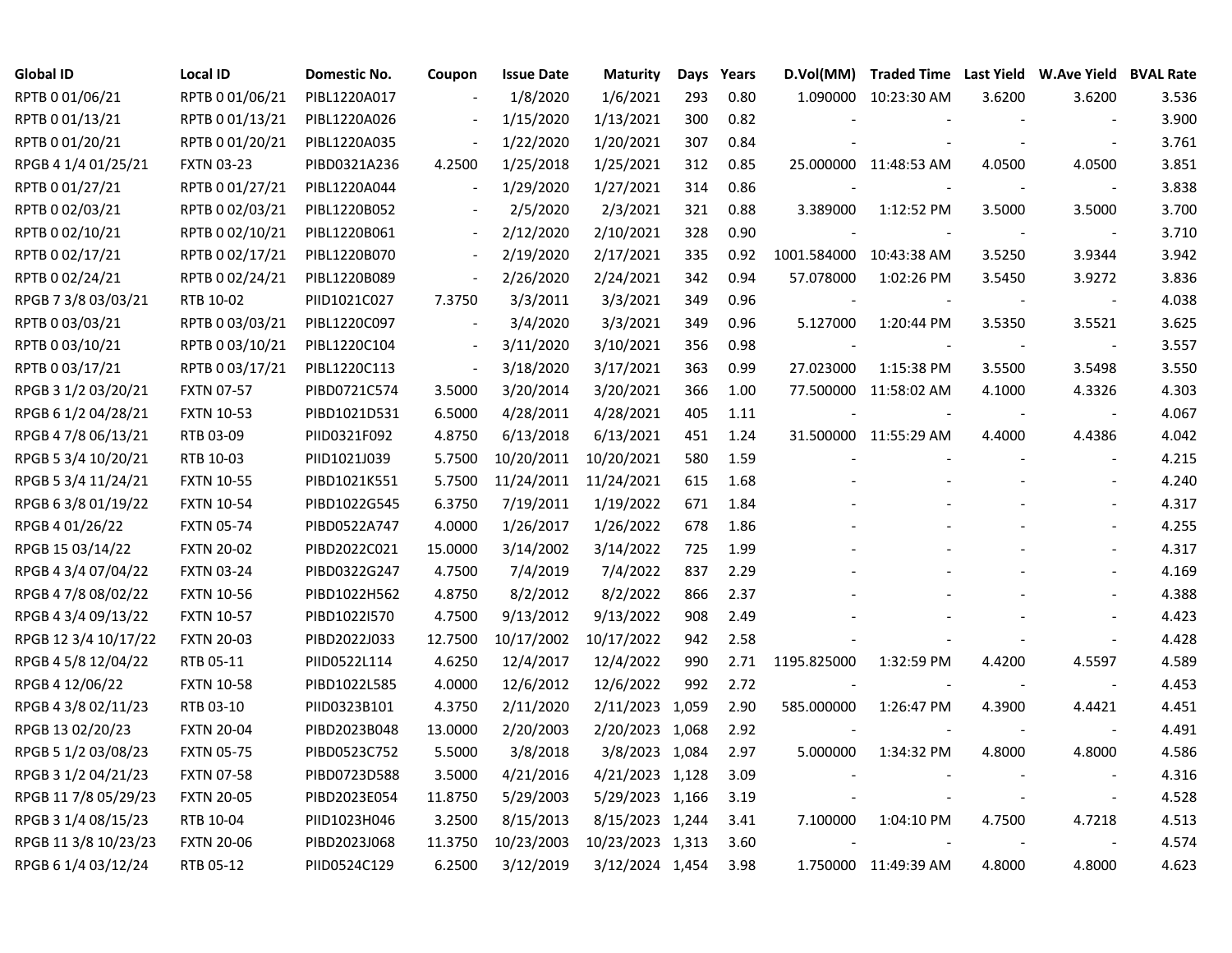| Global ID | Local ID | Domestic No. | Coupon | Issue Date | Maturity | Days | Years | D.Vol(MM) | Traded Time | Last Yield | W.Ave Yield | BVAL Rate |
|---|---|---|---|---|---|---|---|---|---|---|---|---|
| RPTB 0 01/06/21 | RPTB 0 01/06/21 | PIBL1220A017 | - | 1/8/2020 | 1/6/2021 | 293 | 0.80 | 1.090000 | 10:23:30 AM | 3.6200 | 3.6200 | 3.536 |
| RPTB 0 01/13/21 | RPTB 0 01/13/21 | PIBL1220A026 | - | 1/15/2020 | 1/13/2021 | 300 | 0.82 | - | - | - | - | 3.900 |
| RPTB 0 01/20/21 | RPTB 0 01/20/21 | PIBL1220A035 | - | 1/22/2020 | 1/20/2021 | 307 | 0.84 | - | - | - | - | 3.761 |
| RPGB 4 1/4 01/25/21 | FXTN 03-23 | PIBD0321A236 | 4.2500 | 1/25/2018 | 1/25/2021 | 312 | 0.85 | 25.000000 | 11:48:53 AM | 4.0500 | 4.0500 | 3.851 |
| RPTB 0 01/27/21 | RPTB 0 01/27/21 | PIBL1220A044 | - | 1/29/2020 | 1/27/2021 | 314 | 0.86 | - | - | - | - | 3.838 |
| RPTB 0 02/03/21 | RPTB 0 02/03/21 | PIBL1220B052 | - | 2/5/2020 | 2/3/2021 | 321 | 0.88 | 3.389000 | 1:12:52 PM | 3.5000 | 3.5000 | 3.700 |
| RPTB 0 02/10/21 | RPTB 0 02/10/21 | PIBL1220B061 | - | 2/12/2020 | 2/10/2021 | 328 | 0.90 | - | - | - | - | 3.710 |
| RPTB 0 02/17/21 | RPTB 0 02/17/21 | PIBL1220B070 | - | 2/19/2020 | 2/17/2021 | 335 | 0.92 | 1001.584000 | 10:43:38 AM | 3.5250 | 3.9344 | 3.942 |
| RPTB 0 02/24/21 | RPTB 0 02/24/21 | PIBL1220B089 | - | 2/26/2020 | 2/24/2021 | 342 | 0.94 | 57.078000 | 1:02:26 PM | 3.5450 | 3.9272 | 3.836 |
| RPGB 7 3/8 03/03/21 | RTB 10-02 | PIID1021C027 | 7.3750 | 3/3/2011 | 3/3/2021 | 349 | 0.96 | - | - | - | - | 4.038 |
| RPTB 0 03/03/21 | RPTB 0 03/03/21 | PIBL1220C097 | - | 3/4/2020 | 3/3/2021 | 349 | 0.96 | 5.127000 | 1:20:44 PM | 3.5350 | 3.5521 | 3.625 |
| RPTB 0 03/10/21 | RPTB 0 03/10/21 | PIBL1220C104 | - | 3/11/2020 | 3/10/2021 | 356 | 0.98 | - | - | - | - | 3.557 |
| RPTB 0 03/17/21 | RPTB 0 03/17/21 | PIBL1220C113 | - | 3/18/2020 | 3/17/2021 | 363 | 0.99 | 27.023000 | 1:15:38 PM | 3.5500 | 3.5498 | 3.550 |
| RPGB 3 1/2 03/20/21 | FXTN 07-57 | PIBD0721C574 | 3.5000 | 3/20/2014 | 3/20/2021 | 366 | 1.00 | 77.500000 | 11:58:02 AM | 4.1000 | 4.3326 | 4.303 |
| RPGB 6 1/2 04/28/21 | FXTN 10-53 | PIBD1021D531 | 6.5000 | 4/28/2011 | 4/28/2021 | 405 | 1.11 | - | - | - | - | 4.067 |
| RPGB 4 7/8 06/13/21 | RTB 03-09 | PIID0321F092 | 4.8750 | 6/13/2018 | 6/13/2021 | 451 | 1.24 | 31.500000 | 11:55:29 AM | 4.4000 | 4.4386 | 4.042 |
| RPGB 5 3/4 10/20/21 | RTB 10-03 | PIID1021J039 | 5.7500 | 10/20/2011 | 10/20/2021 | 580 | 1.59 | - | - | - | - | 4.215 |
| RPGB 5 3/4 11/24/21 | FXTN 10-55 | PIBD1021K551 | 5.7500 | 11/24/2011 | 11/24/2021 | 615 | 1.68 | - | - | - | - | 4.240 |
| RPGB 6 3/8 01/19/22 | FXTN 10-54 | PIBD1022G545 | 6.3750 | 7/19/2011 | 1/19/2022 | 671 | 1.84 | - | - | - | - | 4.317 |
| RPGB 4 01/26/22 | FXTN 05-74 | PIBD0522A747 | 4.0000 | 1/26/2017 | 1/26/2022 | 678 | 1.86 | - | - | - | - | 4.255 |
| RPGB 15 03/14/22 | FXTN 20-02 | PIBD2022C021 | 15.0000 | 3/14/2002 | 3/14/2022 | 725 | 1.99 | - | - | - | - | 4.317 |
| RPGB 4 3/4 07/04/22 | FXTN 03-24 | PIBD0322G247 | 4.7500 | 7/4/2019 | 7/4/2022 | 837 | 2.29 | - | - | - | - | 4.169 |
| RPGB 4 7/8 08/02/22 | FXTN 10-56 | PIBD1022H562 | 4.8750 | 8/2/2012 | 8/2/2022 | 866 | 2.37 | - | - | - | - | 4.388 |
| RPGB 4 3/4 09/13/22 | FXTN 10-57 | PIBD1022I570 | 4.7500 | 9/13/2012 | 9/13/2022 | 908 | 2.49 | - | - | - | - | 4.423 |
| RPGB 12 3/4 10/17/22 | FXTN 20-03 | PIBD2022J033 | 12.7500 | 10/17/2002 | 10/17/2022 | 942 | 2.58 | - | - | - | - | 4.428 |
| RPGB 4 5/8 12/04/22 | RTB 05-11 | PIID0522L114 | 4.6250 | 12/4/2017 | 12/4/2022 | 990 | 2.71 | 1195.825000 | 1:32:59 PM | 4.4200 | 4.5597 | 4.589 |
| RPGB 4 12/06/22 | FXTN 10-58 | PIBD1022L585 | 4.0000 | 12/6/2012 | 12/6/2022 | 992 | 2.72 | - | - | - | - | 4.453 |
| RPGB 4 3/8 02/11/23 | RTB 03-10 | PIID0323B101 | 4.3750 | 2/11/2020 | 2/11/2023 | 1,059 | 2.90 | 585.000000 | 1:26:47 PM | 4.3900 | 4.4421 | 4.451 |
| RPGB 13 02/20/23 | FXTN 20-04 | PIBD2023B048 | 13.0000 | 2/20/2003 | 2/20/2023 | 1,068 | 2.92 | - | - | - | - | 4.491 |
| RPGB 5 1/2 03/08/23 | FXTN 05-75 | PIBD0523C752 | 5.5000 | 3/8/2018 | 3/8/2023 | 1,084 | 2.97 | 5.000000 | 1:34:32 PM | 4.8000 | 4.8000 | 4.586 |
| RPGB 3 1/2 04/21/23 | FXTN 07-58 | PIBD0723D588 | 3.5000 | 4/21/2016 | 4/21/2023 | 1,128 | 3.09 | - | - | - | - | 4.316 |
| RPGB 11 7/8 05/29/23 | FXTN 20-05 | PIBD2023E054 | 11.8750 | 5/29/2003 | 5/29/2023 | 1,166 | 3.19 | - | - | - | - | 4.528 |
| RPGB 3 1/4 08/15/23 | RTB 10-04 | PIID1023H046 | 3.2500 | 8/15/2013 | 8/15/2023 | 1,244 | 3.41 | 7.100000 | 1:04:10 PM | 4.7500 | 4.7218 | 4.513 |
| RPGB 11 3/8 10/23/23 | FXTN 20-06 | PIBD2023J068 | 11.3750 | 10/23/2003 | 10/23/2023 | 1,313 | 3.60 | - | - | - | - | 4.574 |
| RPGB 6 1/4 03/12/24 | RTB 05-12 | PIID0524C129 | 6.2500 | 3/12/2019 | 3/12/2024 | 1,454 | 3.98 | 1.750000 | 11:49:39 AM | 4.8000 | 4.8000 | 4.623 |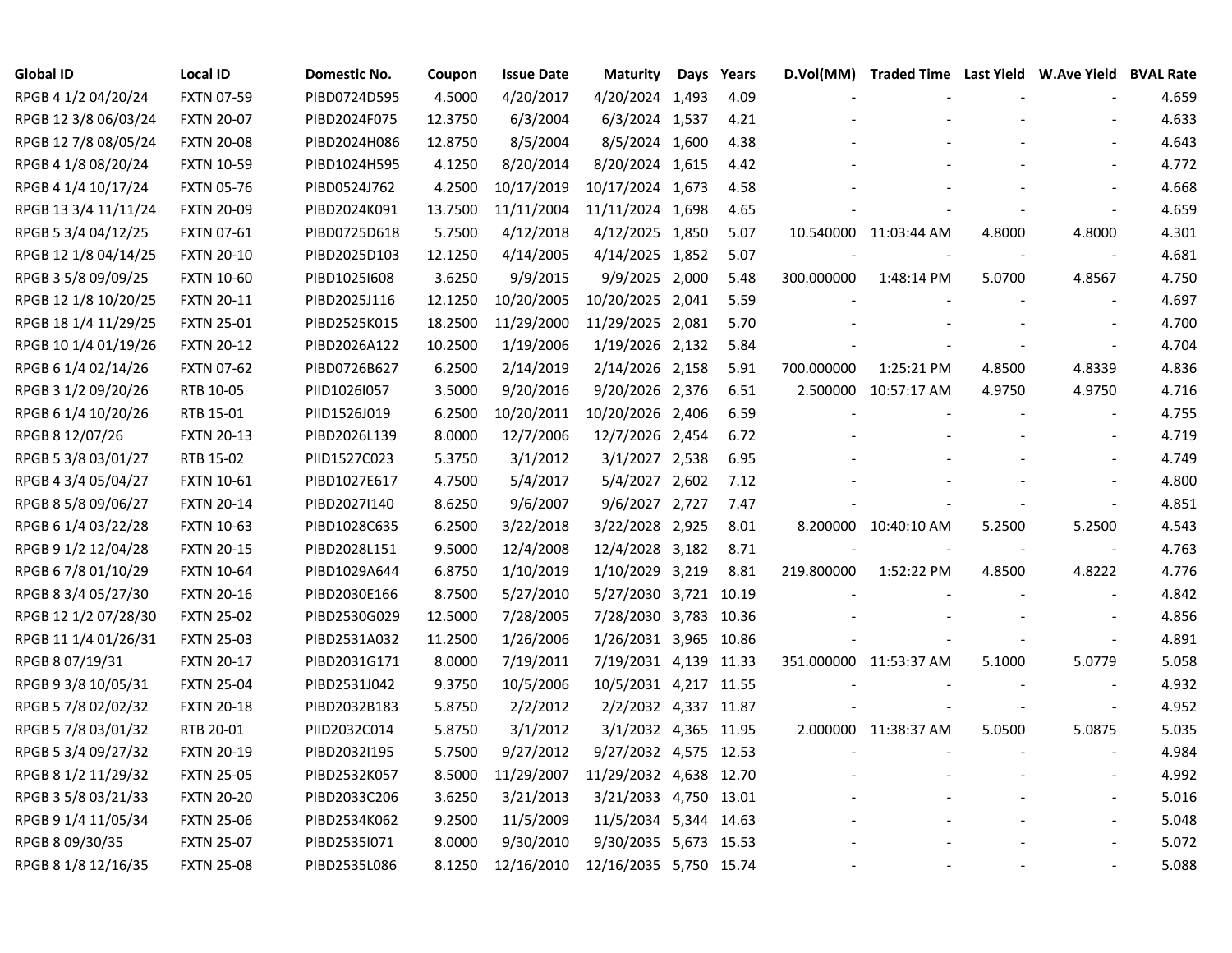| Global ID | Local ID | Domestic No. | Coupon | Issue Date | Maturity | Days | Years | D.Vol(MM) | Traded Time | Last Yield | W.Ave Yield | BVAL Rate |
|---|---|---|---|---|---|---|---|---|---|---|---|---|
| RPGB 4 1/2 04/20/24 | FXTN 07-59 | PIBD0724D595 | 4.5000 | 4/20/2017 | 4/20/2024 | 1,493 | 4.09 | - | - | - | - | 4.659 |
| RPGB 12 3/8 06/03/24 | FXTN 20-07 | PIBD2024F075 | 12.3750 | 6/3/2004 | 6/3/2024 | 1,537 | 4.21 | - | - | - | - | 4.633 |
| RPGB 12 7/8 08/05/24 | FXTN 20-08 | PIBD2024H086 | 12.8750 | 8/5/2004 | 8/5/2024 | 1,600 | 4.38 | - | - | - | - | 4.643 |
| RPGB 4 1/8 08/20/24 | FXTN 10-59 | PIBD1024H595 | 4.1250 | 8/20/2014 | 8/20/2024 | 1,615 | 4.42 | - | - | - | - | 4.772 |
| RPGB 4 1/4 10/17/24 | FXTN 05-76 | PIBD0524J762 | 4.2500 | 10/17/2019 | 10/17/2024 | 1,673 | 4.58 | - | - | - | - | 4.668 |
| RPGB 13 3/4 11/11/24 | FXTN 20-09 | PIBD2024K091 | 13.7500 | 11/11/2004 | 11/11/2024 | 1,698 | 4.65 | - | - | - | - | 4.659 |
| RPGB 5 3/4 04/12/25 | FXTN 07-61 | PIBD0725D618 | 5.7500 | 4/12/2018 | 4/12/2025 | 1,850 | 5.07 | 10.540000 | 11:03:44 AM | 4.8000 | 4.8000 | 4.301 |
| RPGB 12 1/8 04/14/25 | FXTN 20-10 | PIBD2025D103 | 12.1250 | 4/14/2005 | 4/14/2025 | 1,852 | 5.07 | - | - | - | - | 4.681 |
| RPGB 3 5/8 09/09/25 | FXTN 10-60 | PIBD1025I608 | 3.6250 | 9/9/2015 | 9/9/2025 | 2,000 | 5.48 | 300.000000 | 1:48:14 PM | 5.0700 | 4.8567 | 4.750 |
| RPGB 12 1/8 10/20/25 | FXTN 20-11 | PIBD2025J116 | 12.1250 | 10/20/2005 | 10/20/2025 | 2,041 | 5.59 | - | - | - | - | 4.697 |
| RPGB 18 1/4 11/29/25 | FXTN 25-01 | PIBD2525K015 | 18.2500 | 11/29/2000 | 11/29/2025 | 2,081 | 5.70 | - | - | - | - | 4.700 |
| RPGB 10 1/4 01/19/26 | FXTN 20-12 | PIBD2026A122 | 10.2500 | 1/19/2006 | 1/19/2026 | 2,132 | 5.84 | - | - | - | - | 4.704 |
| RPGB 6 1/4 02/14/26 | FXTN 07-62 | PIBD0726B627 | 6.2500 | 2/14/2019 | 2/14/2026 | 2,158 | 5.91 | 700.000000 | 1:25:21 PM | 4.8500 | 4.8339 | 4.836 |
| RPGB 3 1/2 09/20/26 | RTB 10-05 | PIID1026I057 | 3.5000 | 9/20/2016 | 9/20/2026 | 2,376 | 6.51 | 2.500000 | 10:57:17 AM | 4.9750 | 4.9750 | 4.716 |
| RPGB 6 1/4 10/20/26 | RTB 15-01 | PIID1526J019 | 6.2500 | 10/20/2011 | 10/20/2026 | 2,406 | 6.59 | - | - | - | - | 4.755 |
| RPGB 8 12/07/26 | FXTN 20-13 | PIBD2026L139 | 8.0000 | 12/7/2006 | 12/7/2026 | 2,454 | 6.72 | - | - | - | - | 4.719 |
| RPGB 5 3/8 03/01/27 | RTB 15-02 | PIID1527C023 | 5.3750 | 3/1/2012 | 3/1/2027 | 2,538 | 6.95 | - | - | - | - | 4.749 |
| RPGB 4 3/4 05/04/27 | FXTN 10-61 | PIBD1027E617 | 4.7500 | 5/4/2017 | 5/4/2027 | 2,602 | 7.12 | - | - | - | - | 4.800 |
| RPGB 8 5/8 09/06/27 | FXTN 20-14 | PIBD2027I140 | 8.6250 | 9/6/2007 | 9/6/2027 | 2,727 | 7.47 | - | - | - | - | 4.851 |
| RPGB 6 1/4 03/22/28 | FXTN 10-63 | PIBD1028C635 | 6.2500 | 3/22/2018 | 3/22/2028 | 2,925 | 8.01 | 8.200000 | 10:40:10 AM | 5.2500 | 5.2500 | 4.543 |
| RPGB 9 1/2 12/04/28 | FXTN 20-15 | PIBD2028L151 | 9.5000 | 12/4/2008 | 12/4/2028 | 3,182 | 8.71 | - | - | - | - | 4.763 |
| RPGB 6 7/8 01/10/29 | FXTN 10-64 | PIBD1029A644 | 6.8750 | 1/10/2019 | 1/10/2029 | 3,219 | 8.81 | 219.800000 | 1:52:22 PM | 4.8500 | 4.8222 | 4.776 |
| RPGB 8 3/4 05/27/30 | FXTN 20-16 | PIBD2030E166 | 8.7500 | 5/27/2010 | 5/27/2030 | 3,721 | 10.19 | - | - | - | - | 4.842 |
| RPGB 12 1/2 07/28/30 | FXTN 25-02 | PIBD2530G029 | 12.5000 | 7/28/2005 | 7/28/2030 | 3,783 | 10.36 | - | - | - | - | 4.856 |
| RPGB 11 1/4 01/26/31 | FXTN 25-03 | PIBD2531A032 | 11.2500 | 1/26/2006 | 1/26/2031 | 3,965 | 10.86 | - | - | - | - | 4.891 |
| RPGB 8 07/19/31 | FXTN 20-17 | PIBD2031G171 | 8.0000 | 7/19/2011 | 7/19/2031 | 4,139 | 11.33 | 351.000000 | 11:53:37 AM | 5.1000 | 5.0779 | 5.058 |
| RPGB 9 3/8 10/05/31 | FXTN 25-04 | PIBD2531J042 | 9.3750 | 10/5/2006 | 10/5/2031 | 4,217 | 11.55 | - | - | - | - | 4.932 |
| RPGB 5 7/8 02/02/32 | FXTN 20-18 | PIBD2032B183 | 5.8750 | 2/2/2012 | 2/2/2032 | 4,337 | 11.87 | - | - | - | - | 4.952 |
| RPGB 5 7/8 03/01/32 | RTB 20-01 | PIID2032C014 | 5.8750 | 3/1/2012 | 3/1/2032 | 4,365 | 11.95 | 2.000000 | 11:38:37 AM | 5.0500 | 5.0875 | 5.035 |
| RPGB 5 3/4 09/27/32 | FXTN 20-19 | PIBD2032I195 | 5.7500 | 9/27/2012 | 9/27/2032 | 4,575 | 12.53 | - | - | - | - | 4.984 |
| RPGB 8 1/2 11/29/32 | FXTN 25-05 | PIBD2532K057 | 8.5000 | 11/29/2007 | 11/29/2032 | 4,638 | 12.70 | - | - | - | - | 4.992 |
| RPGB 3 5/8 03/21/33 | FXTN 20-20 | PIBD2033C206 | 3.6250 | 3/21/2013 | 3/21/2033 | 4,750 | 13.01 | - | - | - | - | 5.016 |
| RPGB 9 1/4 11/05/34 | FXTN 25-06 | PIBD2534K062 | 9.2500 | 11/5/2009 | 11/5/2034 | 5,344 | 14.63 | - | - | - | - | 5.048 |
| RPGB 8 09/30/35 | FXTN 25-07 | PIBD2535I071 | 8.0000 | 9/30/2010 | 9/30/2035 | 5,673 | 15.53 | - | - | - | - | 5.072 |
| RPGB 8 1/8 12/16/35 | FXTN 25-08 | PIBD2535L086 | 8.1250 | 12/16/2010 | 12/16/2035 | 5,750 | 15.74 | - | - | - | - | 5.088 |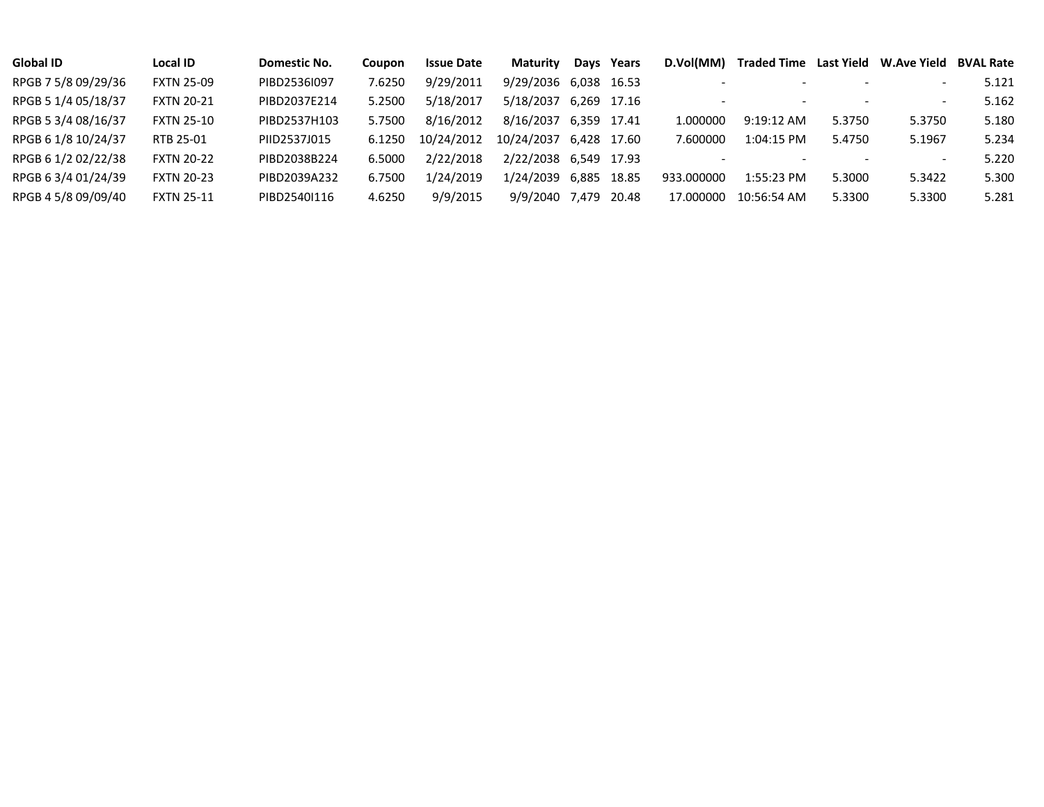| Global ID | Local ID | Domestic No. | Coupon | Issue Date | Maturity | Days | Years | D.Vol(MM) | Traded Time | Last Yield | W.Ave Yield | BVAL Rate |
|---|---|---|---|---|---|---|---|---|---|---|---|---|
| RPGB 7 5/8 09/29/36 | FXTN 25-09 | PIBD2536I097 | 7.6250 | 9/29/2011 | 9/29/2036 | 6,038 | 16.53 | - | - | - | - | 5.121 |
| RPGB 5 1/4 05/18/37 | FXTN 20-21 | PIBD2037E214 | 5.2500 | 5/18/2017 | 5/18/2037 | 6,269 | 17.16 | - | - | - | - | 5.162 |
| RPGB 5 3/4 08/16/37 | FXTN 25-10 | PIBD2537H103 | 5.7500 | 8/16/2012 | 8/16/2037 | 6,359 | 17.41 | 1.000000 | 9:19:12 AM | 5.3750 | 5.3750 | 5.180 |
| RPGB 6 1/8 10/24/37 | RTB 25-01 | PIID2537J015 | 6.1250 | 10/24/2012 | 10/24/2037 | 6,428 | 17.60 | 7.600000 | 1:04:15 PM | 5.4750 | 5.1967 | 5.234 |
| RPGB 6 1/2 02/22/38 | FXTN 20-22 | PIBD2038B224 | 6.5000 | 2/22/2018 | 2/22/2038 | 6,549 | 17.93 | - | - | - | - | 5.220 |
| RPGB 6 3/4 01/24/39 | FXTN 20-23 | PIBD2039A232 | 6.7500 | 1/24/2019 | 1/24/2039 | 6,885 | 18.85 | 933.000000 | 1:55:23 PM | 5.3000 | 5.3422 | 5.300 |
| RPGB 4 5/8 09/09/40 | FXTN 25-11 | PIBD2540I116 | 4.6250 | 9/9/2015 | 9/9/2040 | 7,479 | 20.48 | 17.000000 | 10:56:54 AM | 5.3300 | 5.3300 | 5.281 |